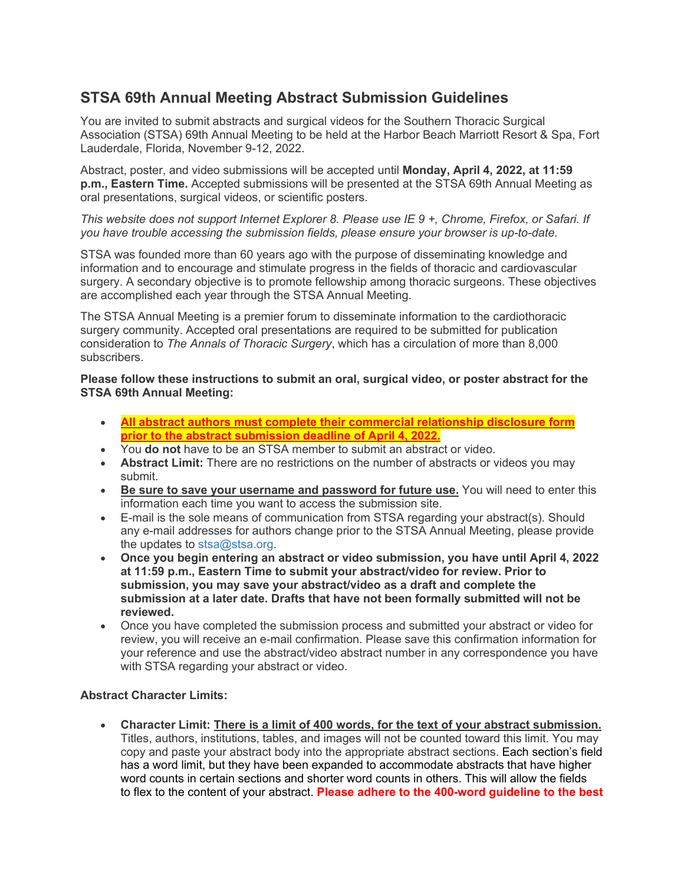# STSA 69th Annual Meeting Abstract Submission Guidelines

You are invited to submit abstracts and surgical videos for the Southern Thoracic Surgical Association (STSA) 69th Annual Meeting to be held at the Harbor Beach Marriott Resort & Spa, Fort Lauderdale, Florida, November 9-12, 2022.

Abstract, poster, and video submissions will be accepted until **Monday, April 4, 2022, at 11:59 p.m., Eastern Time.** Accepted submissions will be presented at the STSA 69th Annual Meeting as oral presentations, surgical videos, or scientific posters.

*This website does not support Internet Explorer 8. Please use IE 9 +, Chrome, Firefox, or Safari. If you have trouble accessing the submission fields, please ensure your browser is up-to-date.*

STSA was founded more than 60 years ago with the purpose of disseminating knowledge and information and to encourage and stimulate progress in the fields of thoracic and cardiovascular surgery. A secondary objective is to promote fellowship among thoracic surgeons. These objectives are accomplished each year through the STSA Annual Meeting.

The STSA Annual Meeting is a premier forum to disseminate information to the cardiothoracic surgery community. Accepted oral presentations are required to be submitted for publication consideration to *The Annals of Thoracic Surgery*, which has a circulation of more than 8,000 subscribers.

**Please follow these instructions to submit an oral, surgical video, or poster abstract for the STSA 69th Annual Meeting:**

- **All abstract authors must complete their commercial relationship disclosure form prior to the abstract submission deadline of April 4, 2022.**
- You **do not** have to be an STSA member to submit an abstract or video.
- **Abstract Limit:** There are no restrictions on the number of abstracts or videos you may submit.
- **Be sure to save your username and password for future use.** You will need to enter this information each time you want to access the submission site.
- E-mail is the sole means of communication from STSA regarding your abstract(s). Should any e-mail addresses for authors change prior to the STSA Annual Meeting, please provide the updates to stsa@stsa.org.
- **Once you begin entering an abstract or video submission, you have until April 4, 2022 at 11:59 p.m., Eastern Time to submit your abstract/video for review. Prior to submission, you may save your abstract/video as a draft and complete the submission at a later date. Drafts that have not been formally submitted will not be reviewed.**
- Once you have completed the submission process and submitted your abstract or video for review, you will receive an e-mail confirmation. Please save this confirmation information for your reference and use the abstract/video abstract number in any correspondence you have with STSA regarding your abstract or video.

**Abstract Character Limits:**

- **Character Limit: There is a limit of 400 words, for the text of your abstract submission.** Titles, authors, institutions, tables, and images will not be counted toward this limit. You may copy and paste your abstract body into the appropriate abstract sections. Each section's field has a word limit, but they have been expanded to accommodate abstracts that have higher word counts in certain sections and shorter word counts in others. This will allow the fields to flex to the content of your abstract. **Please adhere to the 400-word guideline to the best**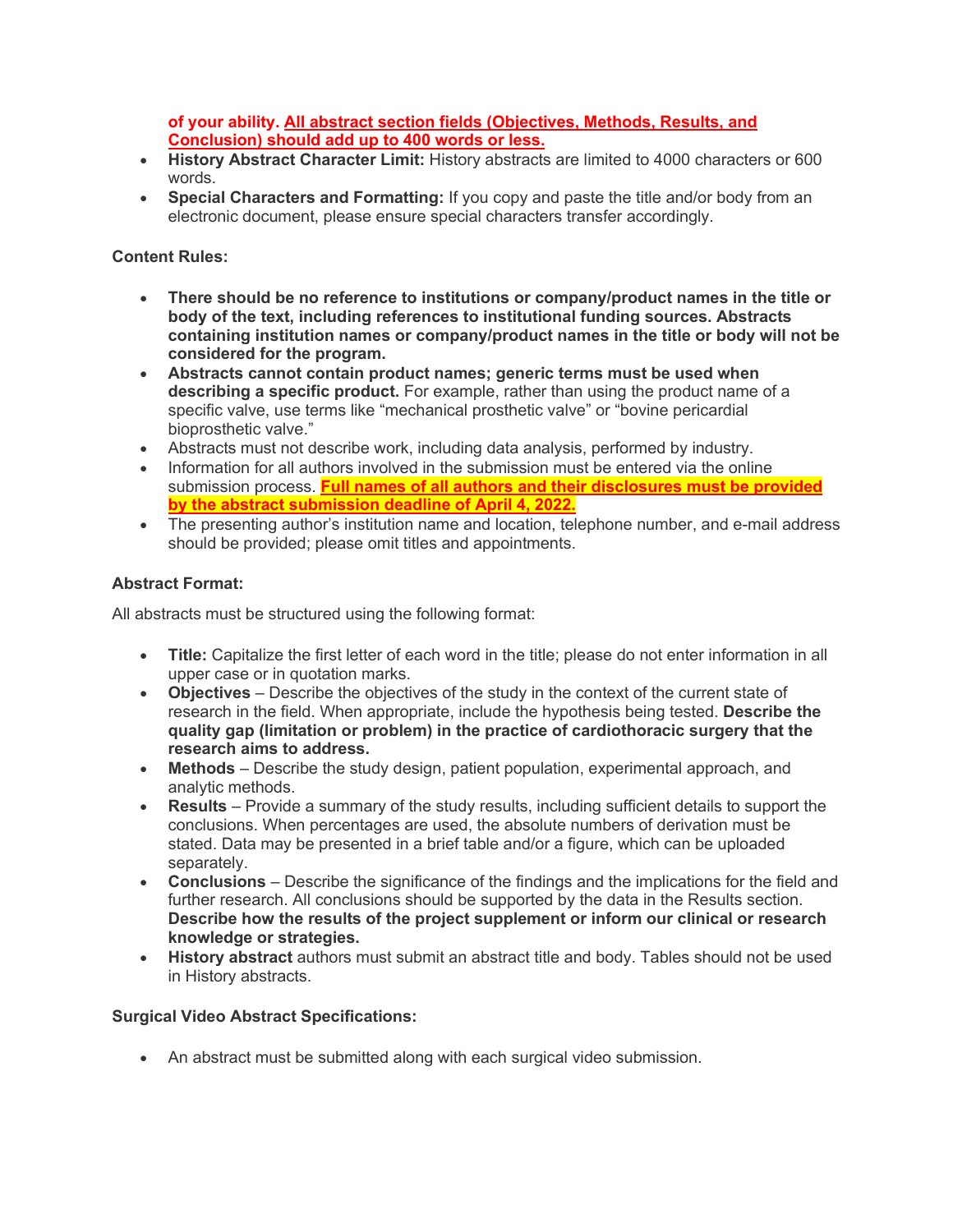**of your ability. All abstract section fields (Objectives, Methods, Results, and Conclusion) should add up to 400 words or less.**

- **History Abstract Character Limit:** History abstracts are limited to 4000 characters or 600 words.
- **Special Characters and Formatting:** If you copy and paste the title and/or body from an electronic document, please ensure special characters transfer accordingly.

**Content Rules:**

- **There should be no reference to institutions or company/product names in the title or body of the text, including references to institutional funding sources. Abstracts containing institution names or company/product names in the title or body will not be considered for the program.**
- **Abstracts cannot contain product names; generic terms must be used when describing a specific product.** For example, rather than using the product name of a specific valve, use terms like "mechanical prosthetic valve" or "bovine pericardial bioprosthetic valve."
- Abstracts must not describe work, including data analysis, performed by industry.
- Information for all authors involved in the submission must be entered via the online submission process. **Full names of all authors and their disclosures must be provided by the abstract submission deadline of April 4, 2022.**
- The presenting author's institution name and location, telephone number, and e-mail address should be provided; please omit titles and appointments.

**Abstract Format:**

All abstracts must be structured using the following format:

- **Title:** Capitalize the first letter of each word in the title; please do not enter information in all upper case or in quotation marks.
- **Objectives** – Describe the objectives of the study in the context of the current state of research in the field. When appropriate, include the hypothesis being tested. **Describe the quality gap (limitation or problem) in the practice of cardiothoracic surgery that the research aims to address.**
- **Methods** – Describe the study design, patient population, experimental approach, and analytic methods.
- **Results** – Provide a summary of the study results, including sufficient details to support the conclusions. When percentages are used, the absolute numbers of derivation must be stated. Data may be presented in a brief table and/or a figure, which can be uploaded separately.
- **Conclusions** – Describe the significance of the findings and the implications for the field and further research. All conclusions should be supported by the data in the Results section. **Describe how the results of the project supplement or inform our clinical or research knowledge or strategies.**
- **History abstract** authors must submit an abstract title and body. Tables should not be used in History abstracts.

**Surgical Video Abstract Specifications:**

- An abstract must be submitted along with each surgical video submission.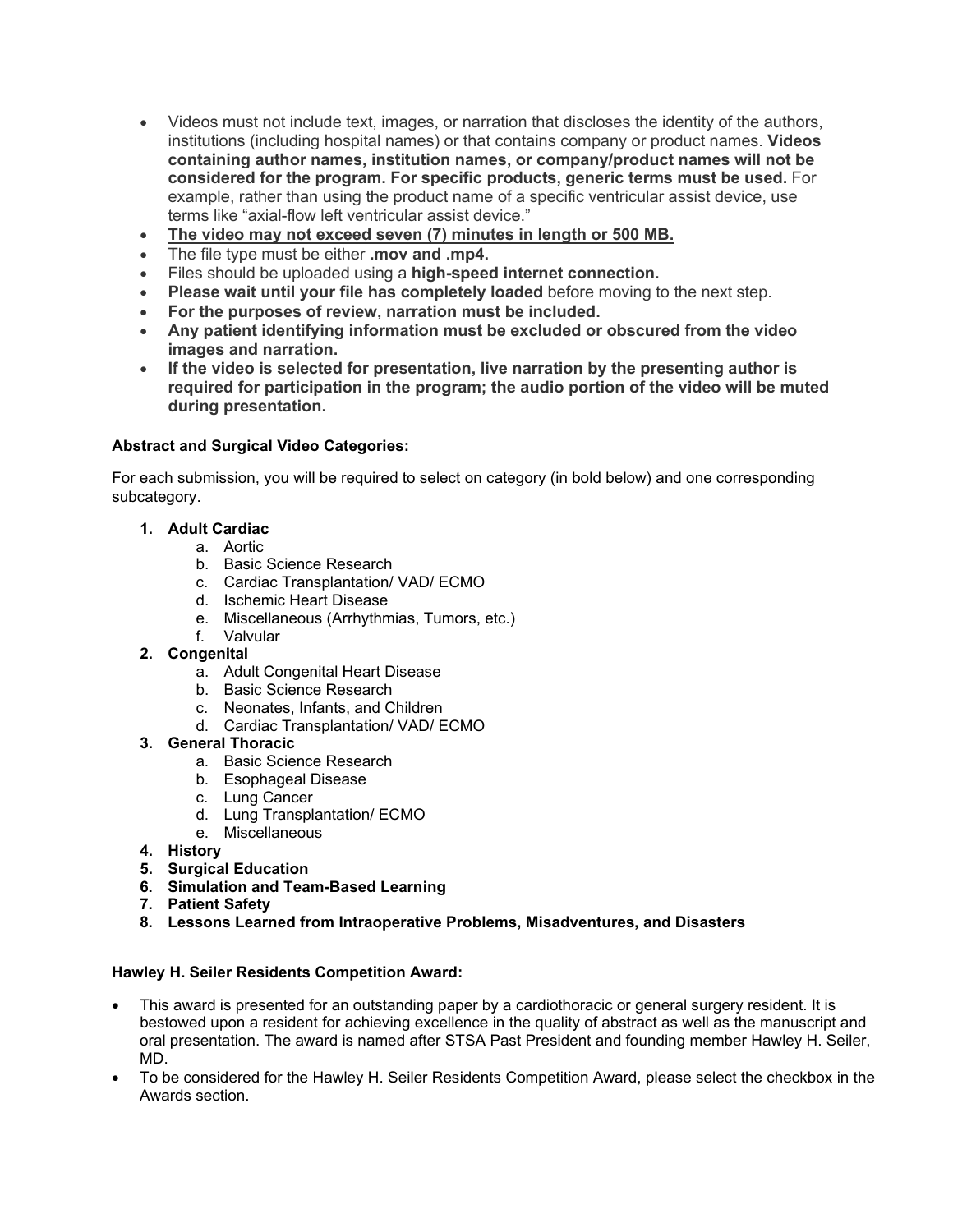- Videos must not include text, images, or narration that discloses the identity of the authors, institutions (including hospital names) or that contains company or product names. **Videos containing author names, institution names, or company/product names will not be considered for the program. For specific products, generic terms must be used.** For example, rather than using the product name of a specific ventricular assist device, use terms like "axial-flow left ventricular assist device."
- **The video may not exceed seven (7) minutes in length or 500 MB.**
- The file type must be either **.mov and .mp4.**
- Files should be uploaded using a **high-speed internet connection.**
- **Please wait until your file has completely loaded** before moving to the next step.
- **For the purposes of review, narration must be included.**
- **Any patient identifying information must be excluded or obscured from the video images and narration.**
- **If the video is selected for presentation, live narration by the presenting author is required for participation in the program; the audio portion of the video will be muted during presentation.**

**Abstract and Surgical Video Categories:**

For each submission, you will be required to select on category (in bold below) and one corresponding subcategory.

1. **Adult Cardiac**
   a. Aortic
   b. Basic Science Research
   c. Cardiac Transplantation/ VAD/ ECMO
   d. Ischemic Heart Disease
   e. Miscellaneous (Arrhythmias, Tumors, etc.)
   f. Valvular
2. **Congenital**
   a. Adult Congenital Heart Disease
   b. Basic Science Research
   c. Neonates, Infants, and Children
   d. Cardiac Transplantation/ VAD/ ECMO
3. **General Thoracic**
   a. Basic Science Research
   b. Esophageal Disease
   c. Lung Cancer
   d. Lung Transplantation/ ECMO
   e. Miscellaneous
4. **History**
5. **Surgical Education**
6. **Simulation and Team-Based Learning**
7. **Patient Safety**
8. **Lessons Learned from Intraoperative Problems, Misadventures, and Disasters**

**Hawley H. Seiler Residents Competition Award:**

- This award is presented for an outstanding paper by a cardiothoracic or general surgery resident. It is bestowed upon a resident for achieving excellence in the quality of abstract as well as the manuscript and oral presentation. The award is named after STSA Past President and founding member Hawley H. Seiler, MD.
- To be considered for the Hawley H. Seiler Residents Competition Award, please select the checkbox in the Awards section.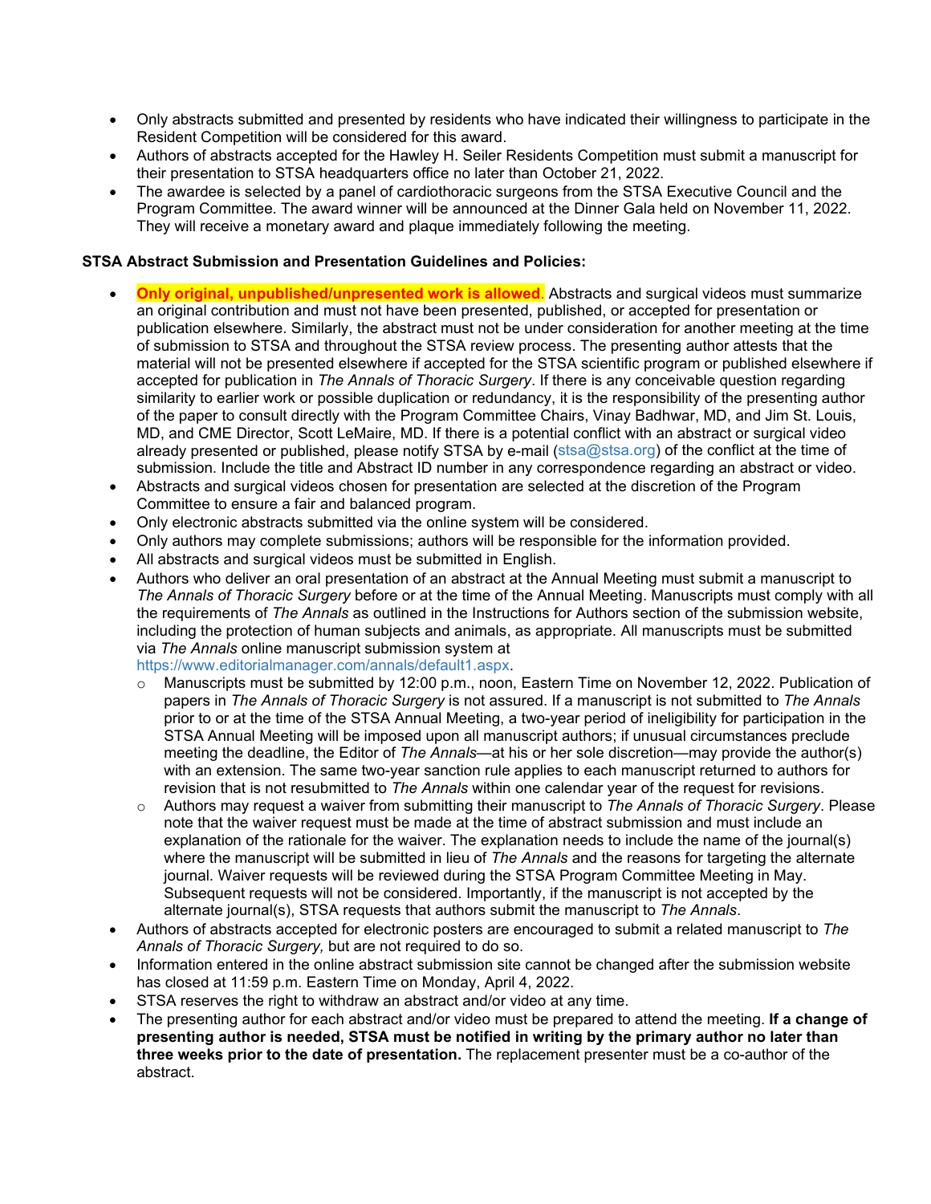- Only abstracts submitted and presented by residents who have indicated their willingness to participate in the Resident Competition will be considered for this award.
- Authors of abstracts accepted for the Hawley H. Seiler Residents Competition must submit a manuscript for their presentation to STSA headquarters office no later than October 21, 2022.
- The awardee is selected by a panel of cardiothoracic surgeons from the STSA Executive Council and the Program Committee. The award winner will be announced at the Dinner Gala held on November 11, 2022. They will receive a monetary award and plaque immediately following the meeting.

**STSA Abstract Submission and Presentation Guidelines and Policies:**

- **Only original, unpublished/unpresented work is allowed**. Abstracts and surgical videos must summarize an original contribution and must not have been presented, published, or accepted for presentation or publication elsewhere. Similarly, the abstract must not be under consideration for another meeting at the time of submission to STSA and throughout the STSA review process. The presenting author attests that the material will not be presented elsewhere if accepted for the STSA scientific program or published elsewhere if accepted for publication in *The Annals of Thoracic Surgery*. If there is any conceivable question regarding similarity to earlier work or possible duplication or redundancy, it is the responsibility of the presenting author of the paper to consult directly with the Program Committee Chairs, Vinay Badhwar, MD, and Jim St. Louis, MD, and CME Director, Scott LeMaire, MD. If there is a potential conflict with an abstract or surgical video already presented or published, please notify STSA by e-mail (stsa@stsa.org) of the conflict at the time of submission. Include the title and Abstract ID number in any correspondence regarding an abstract or video.
- Abstracts and surgical videos chosen for presentation are selected at the discretion of the Program Committee to ensure a fair and balanced program.
- Only electronic abstracts submitted via the online system will be considered.
- Only authors may complete submissions; authors will be responsible for the information provided.
- All abstracts and surgical videos must be submitted in English.
- Authors who deliver an oral presentation of an abstract at the Annual Meeting must submit a manuscript to *The Annals of Thoracic Surgery* before or at the time of the Annual Meeting. Manuscripts must comply with all the requirements of *The Annals* as outlined in the Instructions for Authors section of the submission website, including the protection of human subjects and animals, as appropriate. All manuscripts must be submitted via *The Annals* online manuscript submission system at https://www.editorialmanager.com/annals/default1.aspx.
  - Manuscripts must be submitted by 12:00 p.m., noon, Eastern Time on November 12, 2022. Publication of papers in *The Annals of Thoracic Surgery* is not assured. If a manuscript is not submitted to *The Annals* prior to or at the time of the STSA Annual Meeting, a two-year period of ineligibility for participation in the STSA Annual Meeting will be imposed upon all manuscript authors; if unusual circumstances preclude meeting the deadline, the Editor of *The Annals*—at his or her sole discretion—may provide the author(s) with an extension. The same two-year sanction rule applies to each manuscript returned to authors for revision that is not resubmitted to *The Annals* within one calendar year of the request for revisions.
  - Authors may request a waiver from submitting their manuscript to *The Annals of Thoracic Surgery*. Please note that the waiver request must be made at the time of abstract submission and must include an explanation of the rationale for the waiver. The explanation needs to include the name of the journal(s) where the manuscript will be submitted in lieu of *The Annals* and the reasons for targeting the alternate journal. Waiver requests will be reviewed during the STSA Program Committee Meeting in May. Subsequent requests will not be considered. Importantly, if the manuscript is not accepted by the alternate journal(s), STSA requests that authors submit the manuscript to *The Annals*.
- Authors of abstracts accepted for electronic posters are encouraged to submit a related manuscript to *The Annals of Thoracic Surgery,* but are not required to do so.
- Information entered in the online abstract submission site cannot be changed after the submission website has closed at 11:59 p.m. Eastern Time on Monday, April 4, 2022.
- STSA reserves the right to withdraw an abstract and/or video at any time.
- The presenting author for each abstract and/or video must be prepared to attend the meeting. **If a change of presenting author is needed, STSA must be notified in writing by the primary author no later than three weeks prior to the date of presentation.** The replacement presenter must be a co-author of the abstract.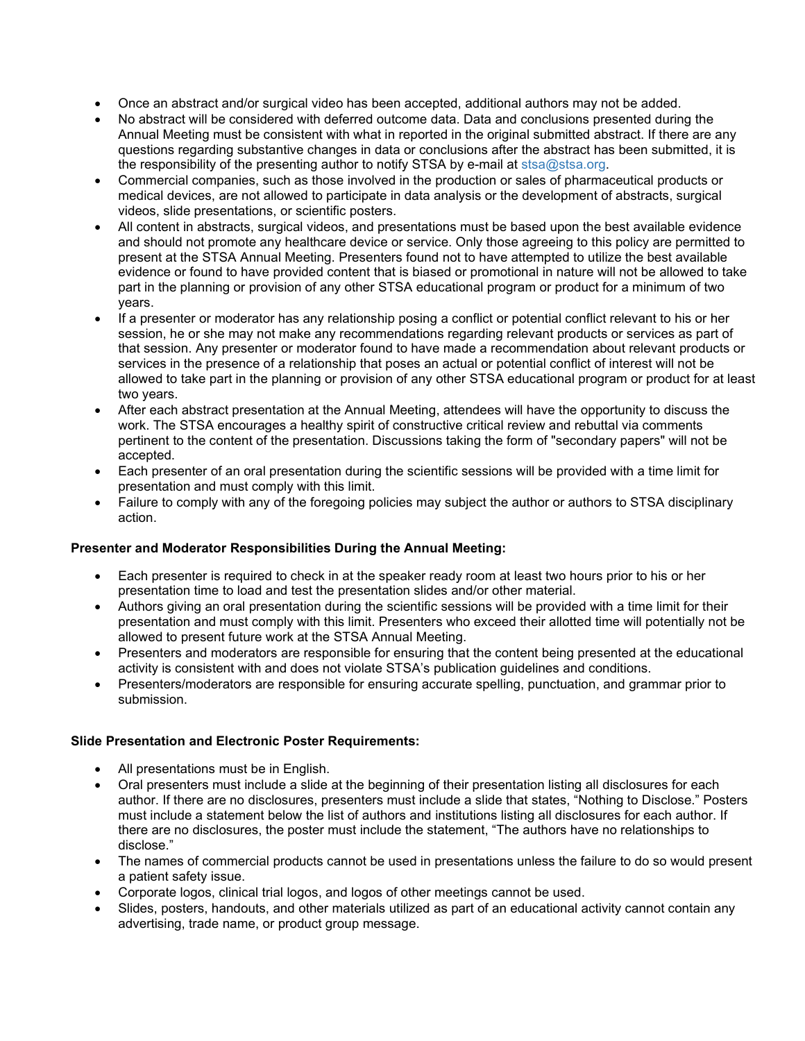- Once an abstract and/or surgical video has been accepted, additional authors may not be added.
- No abstract will be considered with deferred outcome data. Data and conclusions presented during the Annual Meeting must be consistent with what in reported in the original submitted abstract. If there are any questions regarding substantive changes in data or conclusions after the abstract has been submitted, it is the responsibility of the presenting author to notify STSA by e-mail at stsa@stsa.org.
- Commercial companies, such as those involved in the production or sales of pharmaceutical products or medical devices, are not allowed to participate in data analysis or the development of abstracts, surgical videos, slide presentations, or scientific posters.
- All content in abstracts, surgical videos, and presentations must be based upon the best available evidence and should not promote any healthcare device or service. Only those agreeing to this policy are permitted to present at the STSA Annual Meeting. Presenters found not to have attempted to utilize the best available evidence or found to have provided content that is biased or promotional in nature will not be allowed to take part in the planning or provision of any other STSA educational program or product for a minimum of two years.
- If a presenter or moderator has any relationship posing a conflict or potential conflict relevant to his or her session, he or she may not make any recommendations regarding relevant products or services as part of that session. Any presenter or moderator found to have made a recommendation about relevant products or services in the presence of a relationship that poses an actual or potential conflict of interest will not be allowed to take part in the planning or provision of any other STSA educational program or product for at least two years.
- After each abstract presentation at the Annual Meeting, attendees will have the opportunity to discuss the work. The STSA encourages a healthy spirit of constructive critical review and rebuttal via comments pertinent to the content of the presentation. Discussions taking the form of "secondary papers" will not be accepted.
- Each presenter of an oral presentation during the scientific sessions will be provided with a time limit for presentation and must comply with this limit.
- Failure to comply with any of the foregoing policies may subject the author or authors to STSA disciplinary action.

**Presenter and Moderator Responsibilities During the Annual Meeting:**

- Each presenter is required to check in at the speaker ready room at least two hours prior to his or her presentation time to load and test the presentation slides and/or other material.
- Authors giving an oral presentation during the scientific sessions will be provided with a time limit for their presentation and must comply with this limit. Presenters who exceed their allotted time will potentially not be allowed to present future work at the STSA Annual Meeting.
- Presenters and moderators are responsible for ensuring that the content being presented at the educational activity is consistent with and does not violate STSA's publication guidelines and conditions.
- Presenters/moderators are responsible for ensuring accurate spelling, punctuation, and grammar prior to submission.

**Slide Presentation and Electronic Poster Requirements:**

- All presentations must be in English.
- Oral presenters must include a slide at the beginning of their presentation listing all disclosures for each author. If there are no disclosures, presenters must include a slide that states, "Nothing to Disclose." Posters must include a statement below the list of authors and institutions listing all disclosures for each author. If there are no disclosures, the poster must include the statement, "The authors have no relationships to disclose."
- The names of commercial products cannot be used in presentations unless the failure to do so would present a patient safety issue.
- Corporate logos, clinical trial logos, and logos of other meetings cannot be used.
- Slides, posters, handouts, and other materials utilized as part of an educational activity cannot contain any advertising, trade name, or product group message.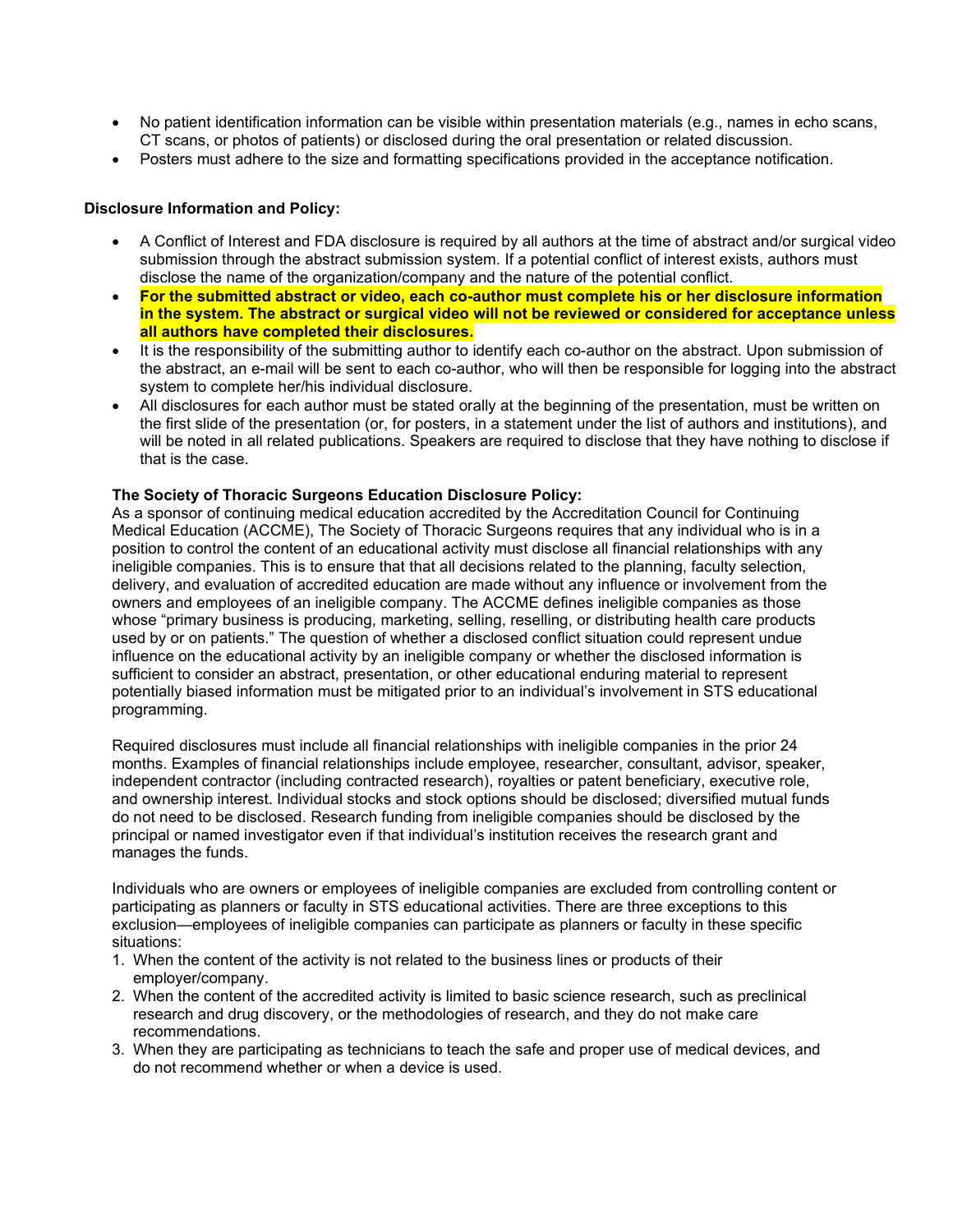- No patient identification information can be visible within presentation materials (e.g., names in echo scans, CT scans, or photos of patients) or disclosed during the oral presentation or related discussion.
- Posters must adhere to the size and formatting specifications provided in the acceptance notification.

**Disclosure Information and Policy:**

- A Conflict of Interest and FDA disclosure is required by all authors at the time of abstract and/or surgical video submission through the abstract submission system. If a potential conflict of interest exists, authors must disclose the name of the organization/company and the nature of the potential conflict.
- **For the submitted abstract or video, each co-author must complete his or her disclosure information in the system. The abstract or surgical video will not be reviewed or considered for acceptance unless all authors have completed their disclosures.**
- It is the responsibility of the submitting author to identify each co-author on the abstract. Upon submission of the abstract, an e-mail will be sent to each co-author, who will then be responsible for logging into the abstract system to complete her/his individual disclosure.
- All disclosures for each author must be stated orally at the beginning of the presentation, must be written on the first slide of the presentation (or, for posters, in a statement under the list of authors and institutions), and will be noted in all related publications. Speakers are required to disclose that they have nothing to disclose if that is the case.

**The Society of Thoracic Surgeons Education Disclosure Policy:**

As a sponsor of continuing medical education accredited by the Accreditation Council for Continuing Medical Education (ACCME), The Society of Thoracic Surgeons requires that any individual who is in a position to control the content of an educational activity must disclose all financial relationships with any ineligible companies. This is to ensure that that all decisions related to the planning, faculty selection, delivery, and evaluation of accredited education are made without any influence or involvement from the owners and employees of an ineligible company. The ACCME defines ineligible companies as those whose "primary business is producing, marketing, selling, reselling, or distributing health care products used by or on patients." The question of whether a disclosed conflict situation could represent undue influence on the educational activity by an ineligible company or whether the disclosed information is sufficient to consider an abstract, presentation, or other educational enduring material to represent potentially biased information must be mitigated prior to an individual's involvement in STS educational programming.

Required disclosures must include all financial relationships with ineligible companies in the prior 24 months. Examples of financial relationships include employee, researcher, consultant, advisor, speaker, independent contractor (including contracted research), royalties or patent beneficiary, executive role, and ownership interest. Individual stocks and stock options should be disclosed; diversified mutual funds do not need to be disclosed. Research funding from ineligible companies should be disclosed by the principal or named investigator even if that individual's institution receives the research grant and manages the funds.

Individuals who are owners or employees of ineligible companies are excluded from controlling content or participating as planners or faculty in STS educational activities. There are three exceptions to this exclusion—employees of ineligible companies can participate as planners or faculty in these specific situations:

1. When the content of the activity is not related to the business lines or products of their employer/company.
2. When the content of the accredited activity is limited to basic science research, such as preclinical research and drug discovery, or the methodologies of research, and they do not make care recommendations.
3. When they are participating as technicians to teach the safe and proper use of medical devices, and do not recommend whether or when a device is used.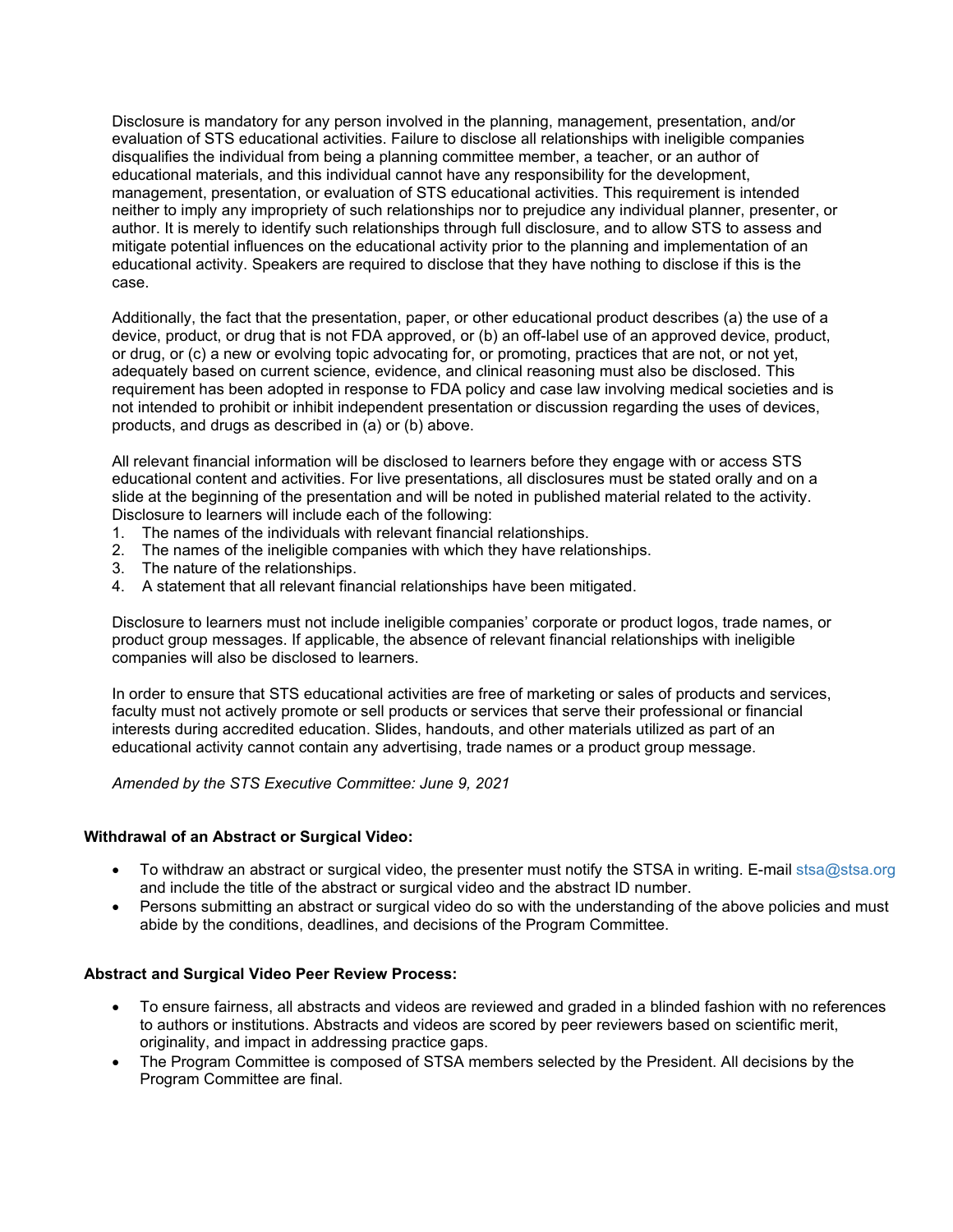Disclosure is mandatory for any person involved in the planning, management, presentation, and/or evaluation of STS educational activities. Failure to disclose all relationships with ineligible companies disqualifies the individual from being a planning committee member, a teacher, or an author of educational materials, and this individual cannot have any responsibility for the development, management, presentation, or evaluation of STS educational activities. This requirement is intended neither to imply any impropriety of such relationships nor to prejudice any individual planner, presenter, or author. It is merely to identify such relationships through full disclosure, and to allow STS to assess and mitigate potential influences on the educational activity prior to the planning and implementation of an educational activity. Speakers are required to disclose that they have nothing to disclose if this is the case.

Additionally, the fact that the presentation, paper, or other educational product describes (a) the use of a device, product, or drug that is not FDA approved, or (b) an off-label use of an approved device, product, or drug, or (c) a new or evolving topic advocating for, or promoting, practices that are not, or not yet, adequately based on current science, evidence, and clinical reasoning must also be disclosed. This requirement has been adopted in response to FDA policy and case law involving medical societies and is not intended to prohibit or inhibit independent presentation or discussion regarding the uses of devices, products, and drugs as described in (a) or (b) above.

All relevant financial information will be disclosed to learners before they engage with or access STS educational content and activities. For live presentations, all disclosures must be stated orally and on a slide at the beginning of the presentation and will be noted in published material related to the activity. Disclosure to learners will include each of the following:

1. The names of the individuals with relevant financial relationships.
2. The names of the ineligible companies with which they have relationships.
3. The nature of the relationships.
4. A statement that all relevant financial relationships have been mitigated.

Disclosure to learners must not include ineligible companies' corporate or product logos, trade names, or product group messages. If applicable, the absence of relevant financial relationships with ineligible companies will also be disclosed to learners.

In order to ensure that STS educational activities are free of marketing or sales of products and services, faculty must not actively promote or sell products or services that serve their professional or financial interests during accredited education. Slides, handouts, and other materials utilized as part of an educational activity cannot contain any advertising, trade names or a product group message.

*Amended by the STS Executive Committee: June 9, 2021*

**Withdrawal of an Abstract or Surgical Video:**

- To withdraw an abstract or surgical video, the presenter must notify the STSA in writing. E-mail stsa@stsa.org and include the title of the abstract or surgical video and the abstract ID number.
- Persons submitting an abstract or surgical video do so with the understanding of the above policies and must abide by the conditions, deadlines, and decisions of the Program Committee.

**Abstract and Surgical Video Peer Review Process:**

- To ensure fairness, all abstracts and videos are reviewed and graded in a blinded fashion with no references to authors or institutions. Abstracts and videos are scored by peer reviewers based on scientific merit, originality, and impact in addressing practice gaps.
- The Program Committee is composed of STSA members selected by the President. All decisions by the Program Committee are final.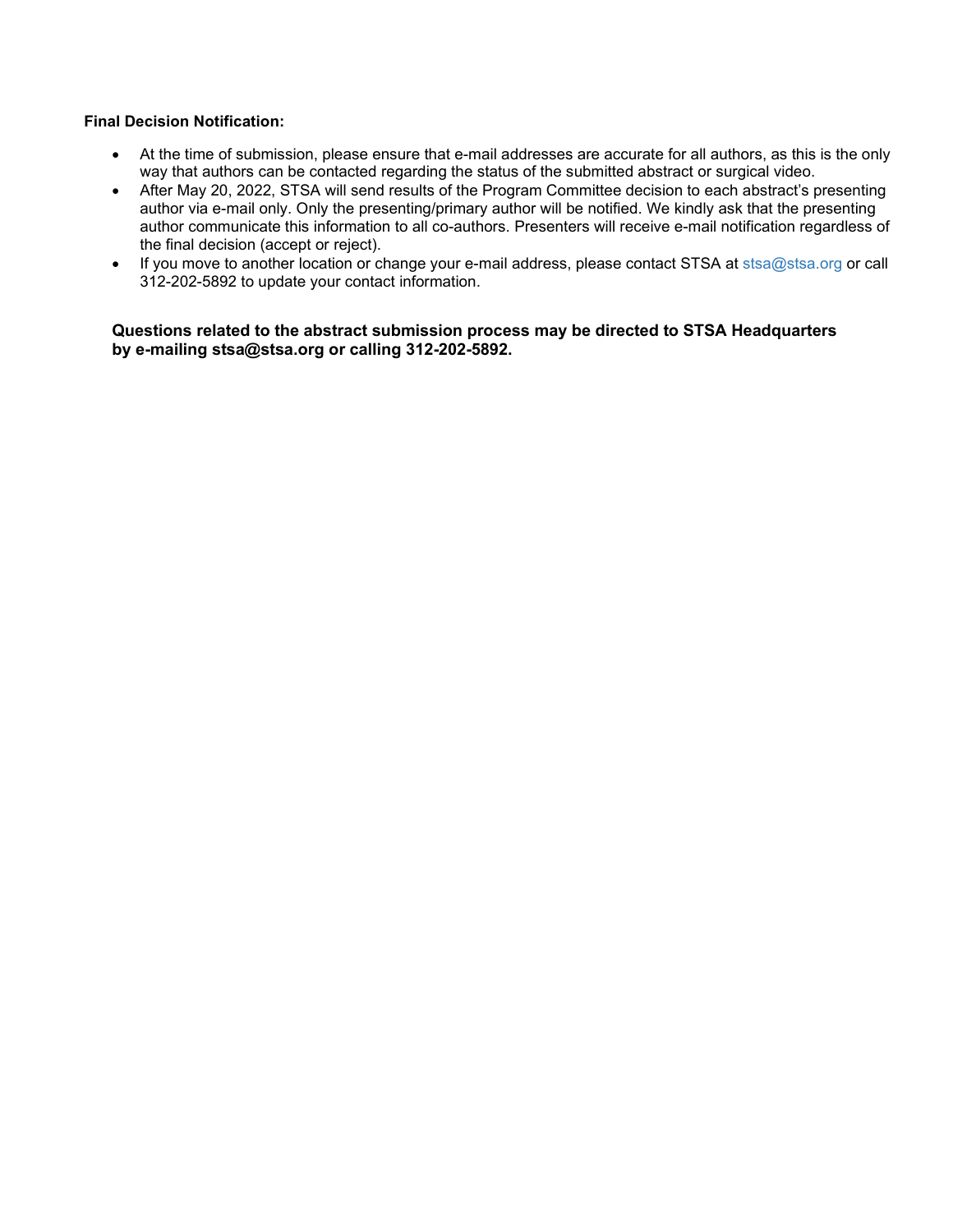**Final Decision Notification:**

- At the time of submission, please ensure that e-mail addresses are accurate for all authors, as this is the only way that authors can be contacted regarding the status of the submitted abstract or surgical video.
- After May 20, 2022, STSA will send results of the Program Committee decision to each abstract's presenting author via e-mail only. Only the presenting/primary author will be notified. We kindly ask that the presenting author communicate this information to all co-authors. Presenters will receive e-mail notification regardless of the final decision (accept or reject).
- If you move to another location or change your e-mail address, please contact STSA at stsa@stsa.org or call 312-202-5892 to update your contact information.

**Questions related to the abstract submission process may be directed to STSA Headquarters by e-mailing stsa@stsa.org or calling 312-202-5892.**